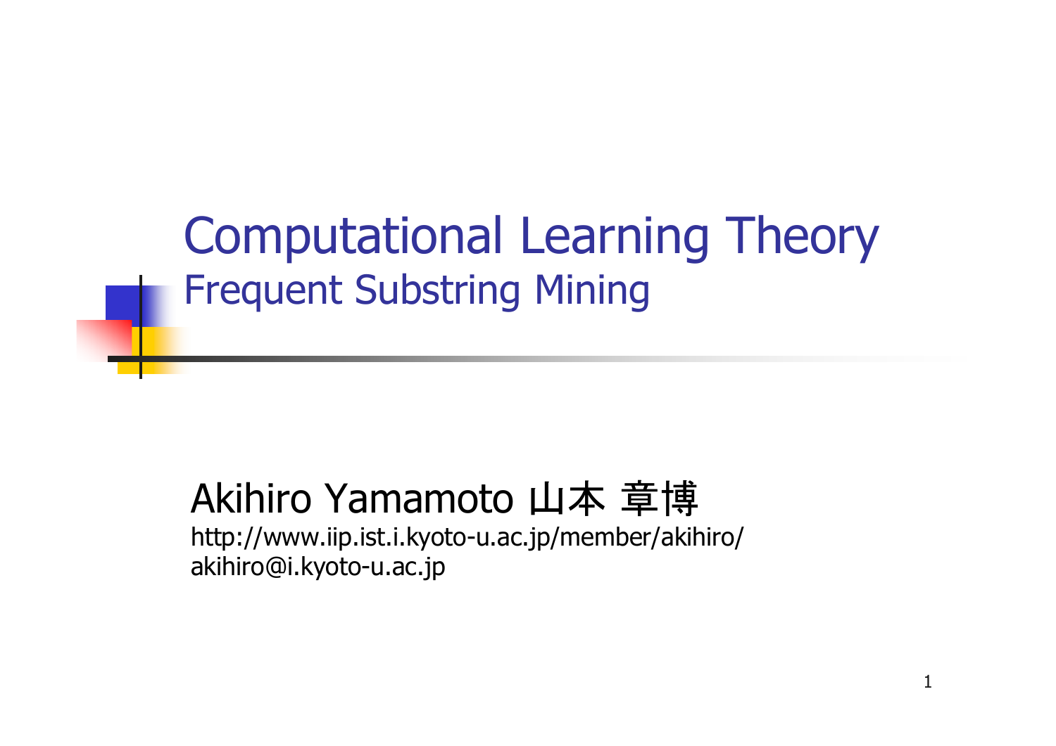# Computational Learning Theory

## Frequent Substring Mining

Akihiro Yamamoto 山本 章博

http://www.iip.ist.i.kyoto-u.ac.jp/member/akihiro/

akihiro@i.kyoto-u.ac.jp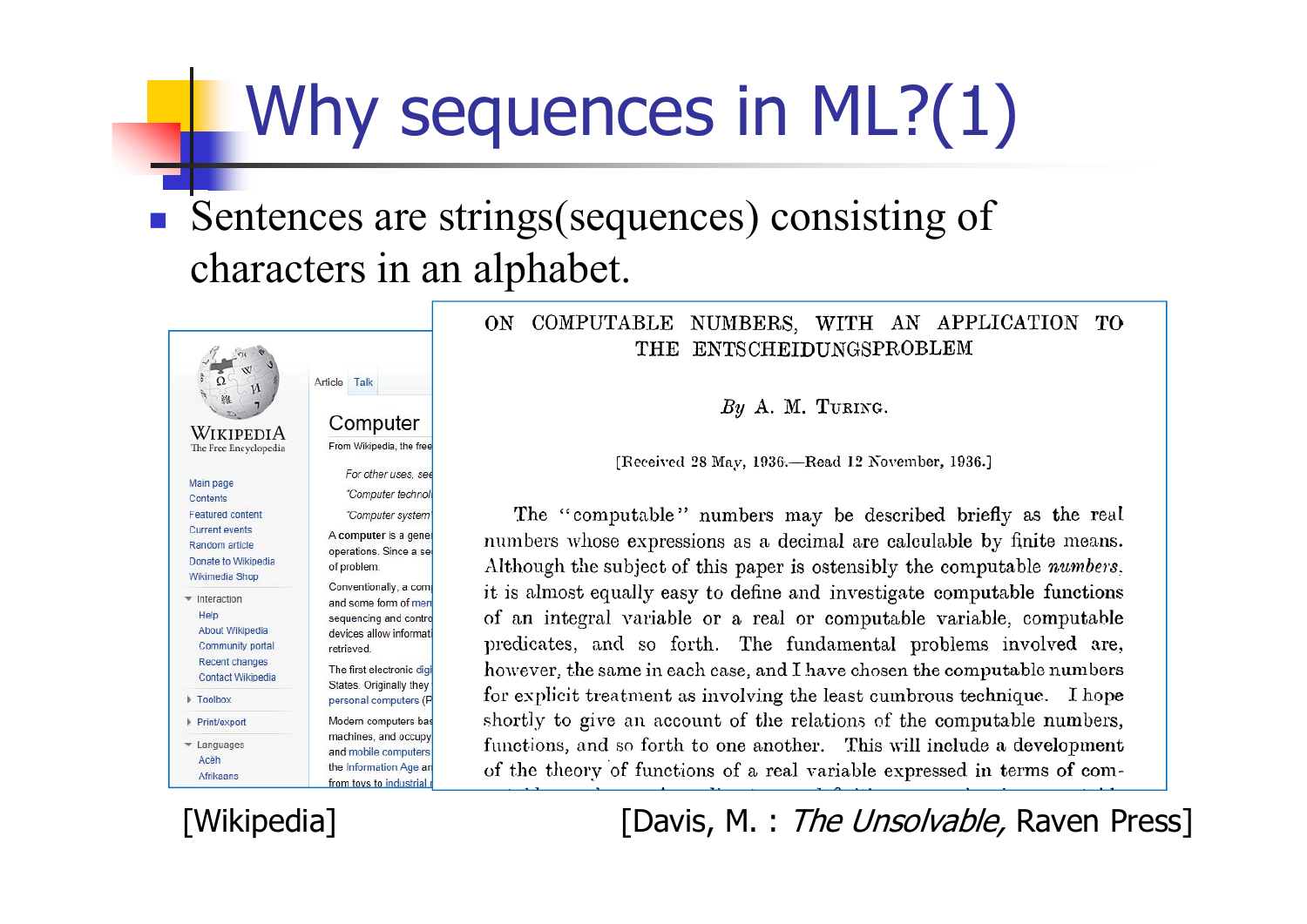# Why sequences in ML?(1)

- Sentences are strings(sequences) consisting of characters in an alphabet.

[Wikipedia]

[Davis, M. : *The Unsolvable,* Raven Press]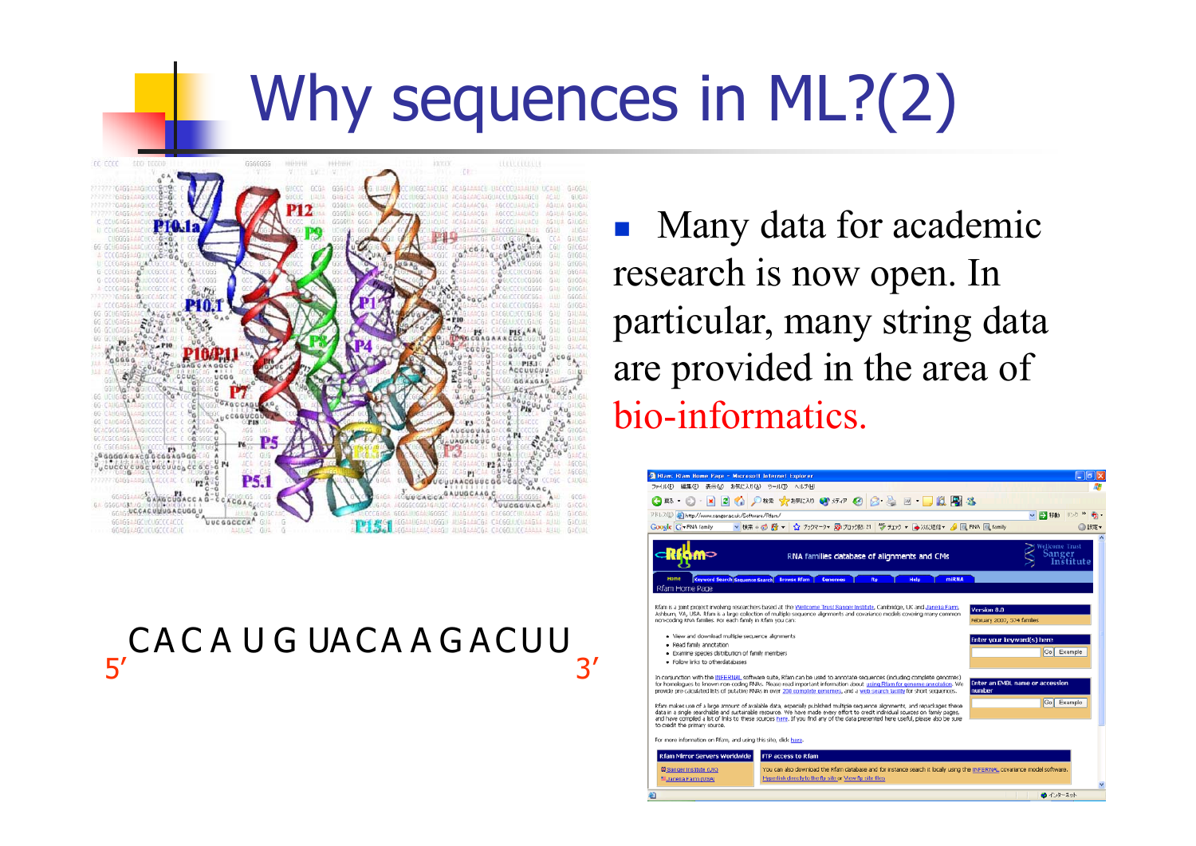# Why sequences in ML?(2)

5′ CACAUGUACAAGACUU 3′

- Many data for academic research is now open. In particular, many string data are provided in the area of bio-informatics.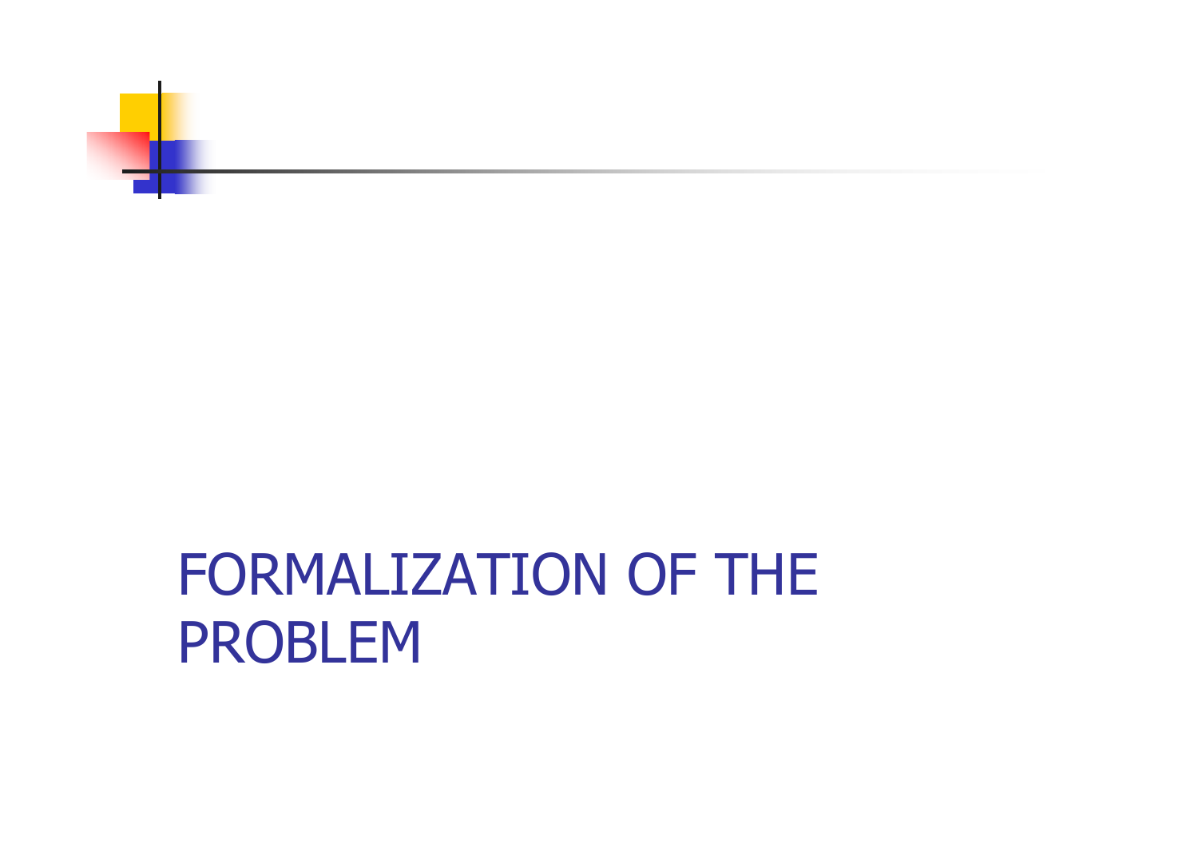# FORMALIZATION OF THE PROBLEM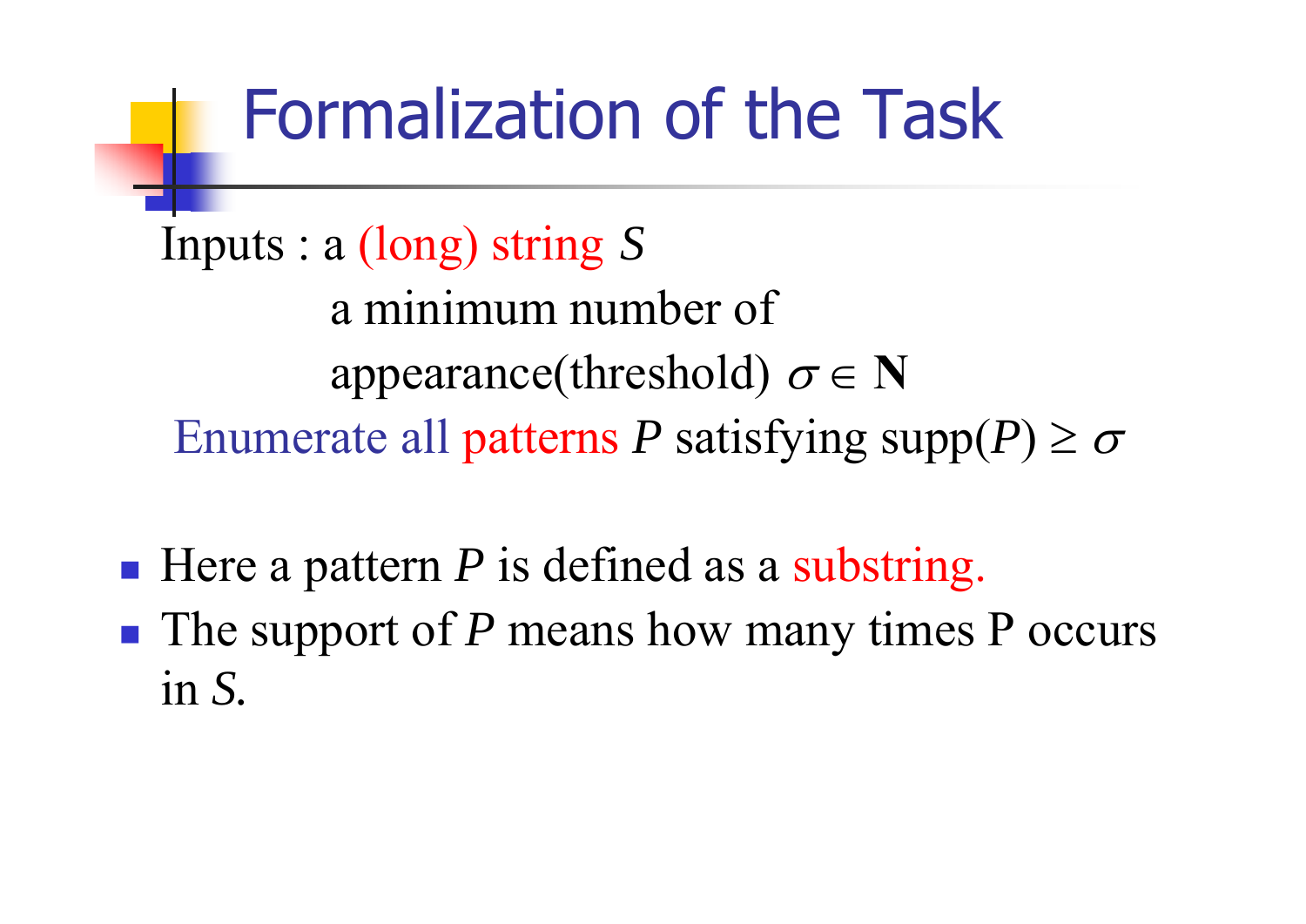# Formalization of the Task

Inputs : a (long) string $S$

a minimum number of appearance(threshold) $\sigma \in \mathbf{N}$

Enumerate all patterns $P$ satisfying $\text{supp}(P) \geq \sigma$

- Here a pattern $P$ is defined as a substring.
- The support of $P$ means how many times P occurs in $S$.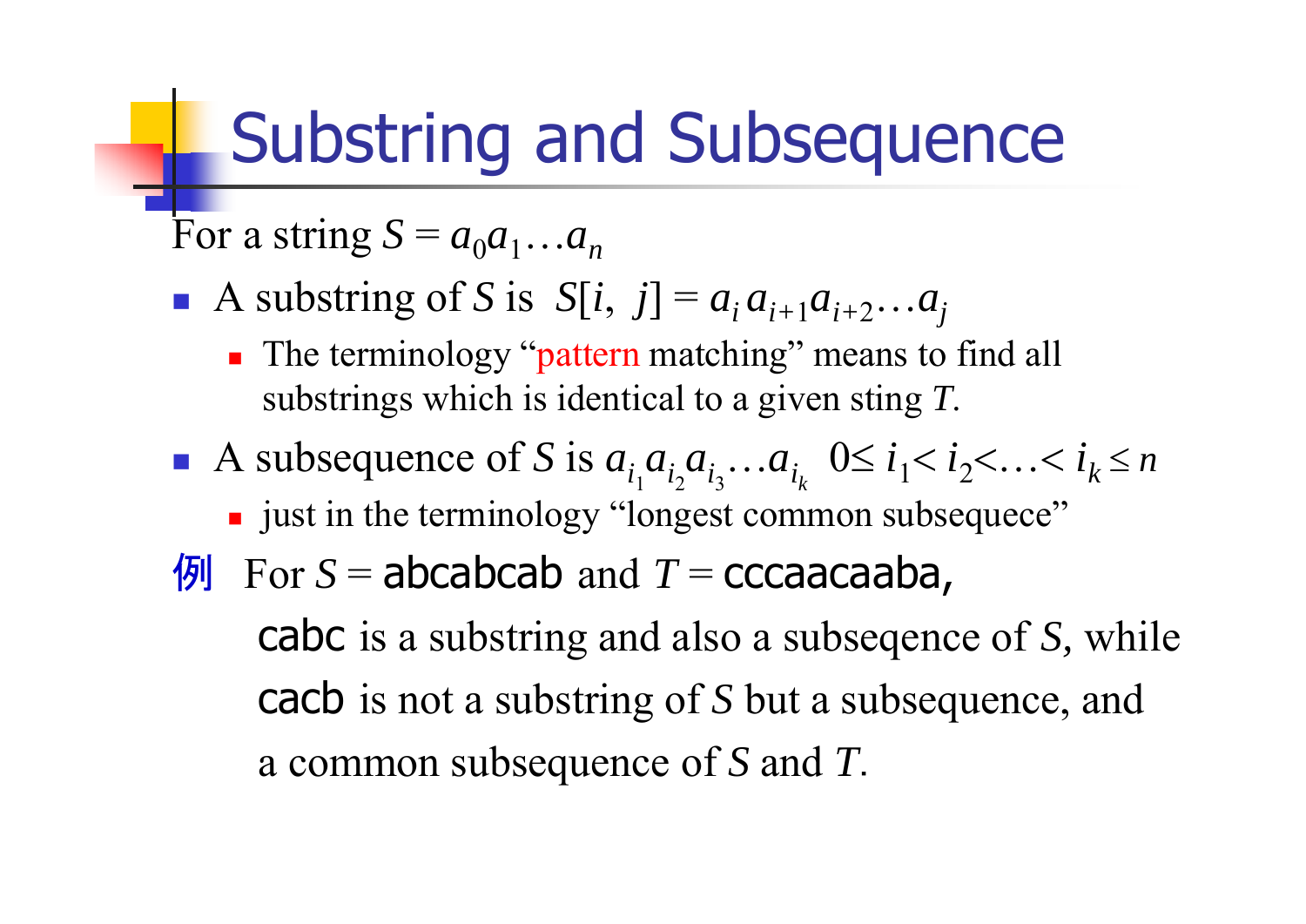# Substring and Subsequence

For a string $S = a_0 a_1 \ldots a_n$

- A substring of $S$ is $S[i,\ j] = a_i\, a_{i+1} a_{i+2} \ldots a_j$
  - The terminology "pattern matching" means to find all substrings which is identical to a given sting $T$.
- A subsequence of $S$ is $a_{i_1} a_{i_2} a_{i_3} \ldots a_{i_k}$ $\ 0 \le i_1 < i_2 < \ldots < i_k \le n$
  - just in the terminology "longest common subsequece"

例 For $S$ = abcabcab and $T$ = cccaacaaba,

cabc is a substring and also a subseqence of $S$, while

cacb is not a substring of $S$ but a subsequence, and

a common subsequence of $S$ and $T$.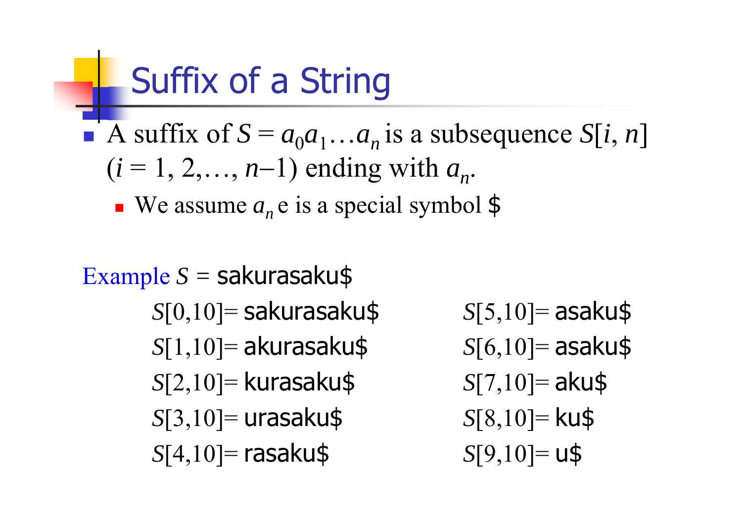# Suffix of a String

- A suffix of $S = a_0a_1\ldots a_n$ is a subsequence $S[i, n]$ ($i = 1, 2,\ldots, n-1$) ending with $a_n$.
  - We assume $a_n$ e is a special symbol $

Example $S$ = sakurasaku$

$S[0,10]$= sakurasaku$

$S[1,10]$= akurasaku$

$S[2,10]$= kurasaku$

$S[3,10]$= urasaku$

$S[4,10]$= rasaku$

$S[5,10]$= asaku$

$S[6,10]$= asaku$

$S[7,10]$= aku$

$S[8,10]$= ku$

$S[9,10]$= u$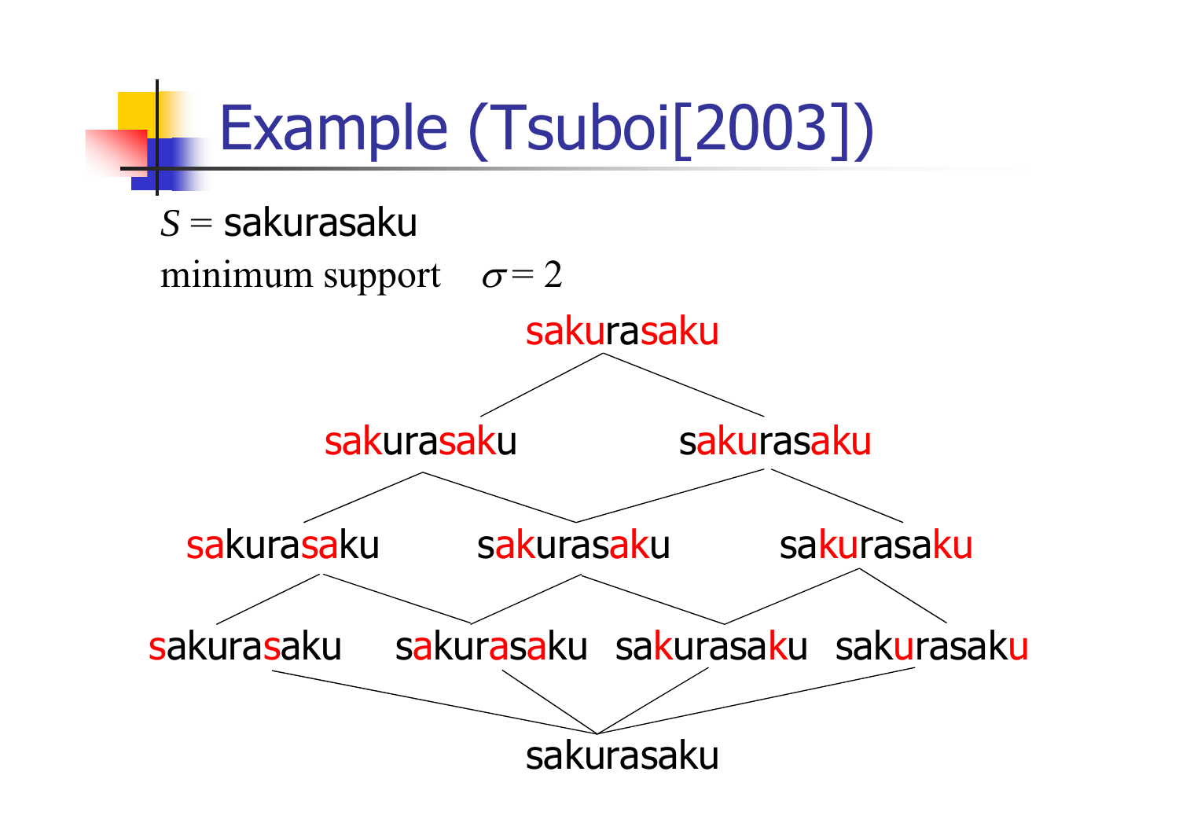# Example (Tsuboi[2003])

$S$ = sakurasaku

minimum support $\sigma = 2$

sakurasaku

sakurasaku sakurasaku

sakurasaku sakurasaku sakurasaku

sakurasaku sakurasaku sakurasaku sakurasaku

sakurasaku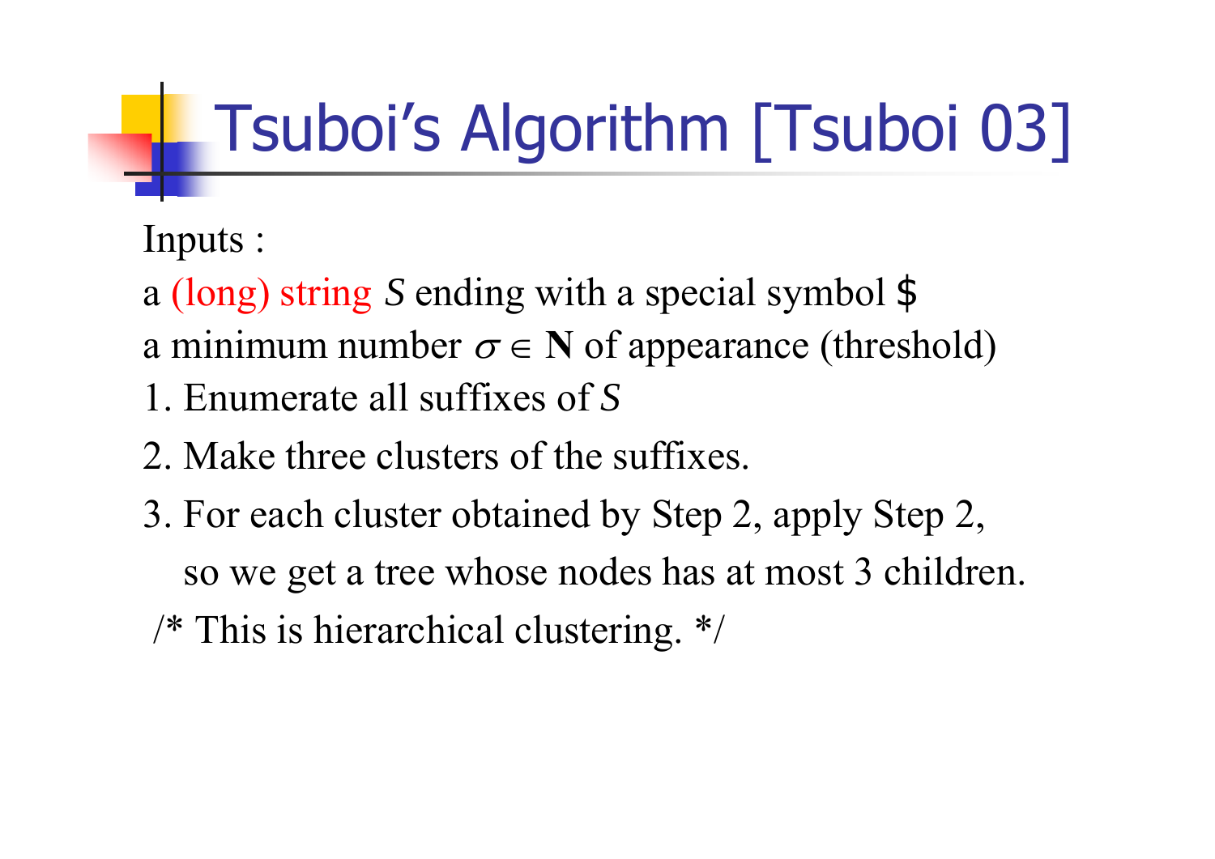# Tsuboi's Algorithm [Tsuboi 03]

Inputs :

a (long) string $S$ ending with a special symbol $

a minimum number $\sigma \in \mathbf{N}$ of appearance (threshold)

1. Enumerate all suffixes of $S$
2. Make three clusters of the suffixes.
3. For each cluster obtained by Step 2, apply Step 2, so we get a tree whose nodes has at most 3 children.

/* This is hierarchical clustering. */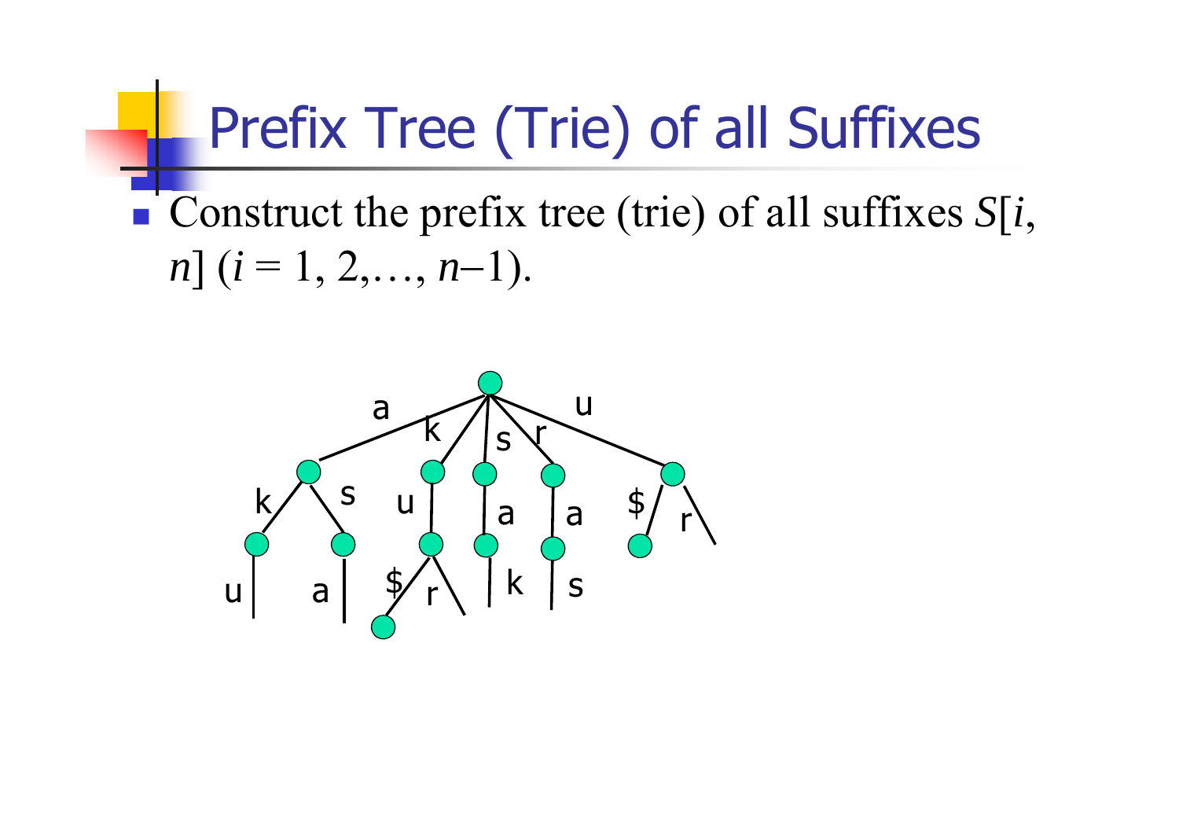# Prefix Tree (Trie) of all Suffixes

- Construct the prefix tree (trie) of all suffixes $S[i, n]$ ($i = 1, 2, \ldots, n-1$).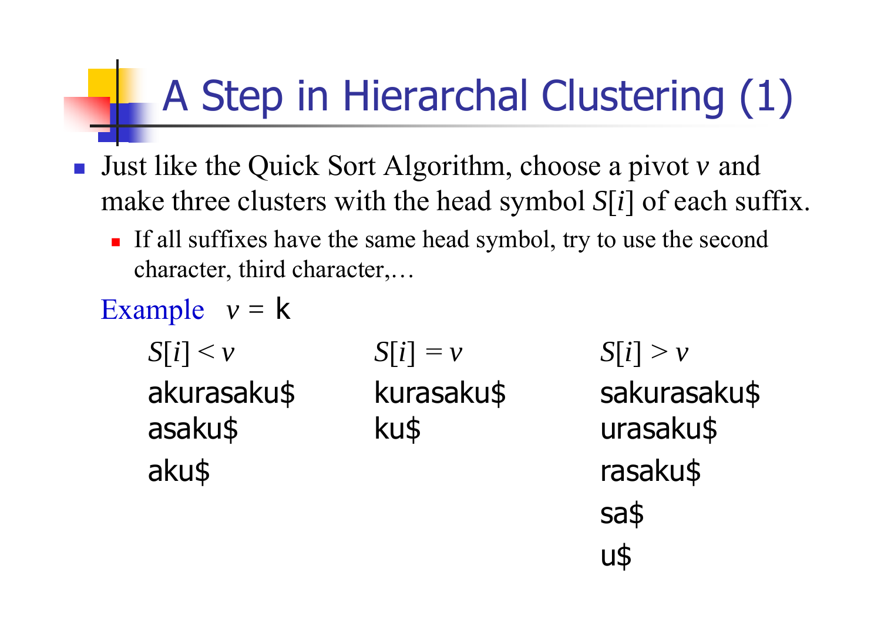# A Step in Hierarchal Clustering (1)

- Just like the Quick Sort Algorithm, choose a pivot $v$ and make three clusters with the head symbol $S[i]$ of each suffix.
  - If all suffixes have the same head symbol, try to use the second character, third character,…

Example $v$ = k

| $S[i] < v$ | $S[i] = v$ | $S[i] > v$ |
|---|---|---|
| akurasaku$ | kurasaku$ | sakurasaku$ |
| asaku$ | ku$ | urasaku$ |
| aku$ | | rasaku$ |
| | | sa$ |
| | | u$ |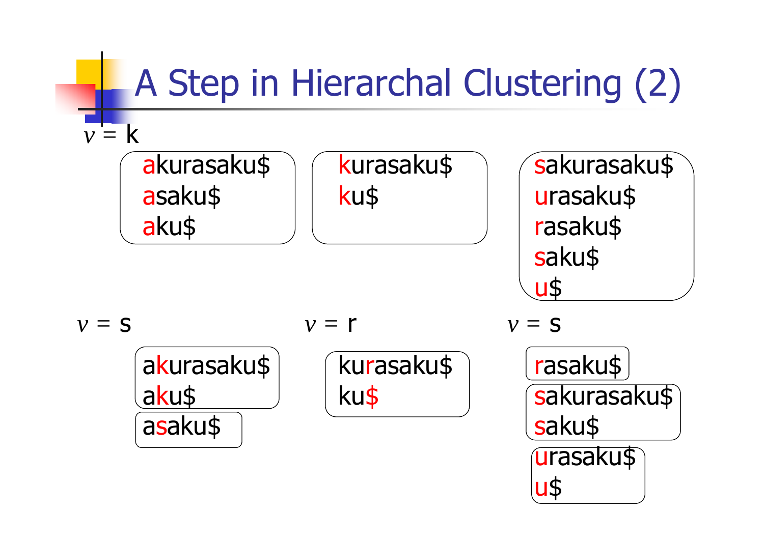# A Step in Hierarchal Clustering (2)

$v$ = k

| akurasaku$<br>asaku$<br>aku$ | kurasaku$<br>ku$ | sakurasaku$<br>urasaku$<br>rasaku$<br>saku$<br>u$ |
|---|---|---|

$v$ = s

- akurasaku$, aku$
- asaku$

$v$ = r

- kurasaku$, ku$

$v$ = s

- rasaku$
- sakurasaku$, saku$
- urasaku$, u$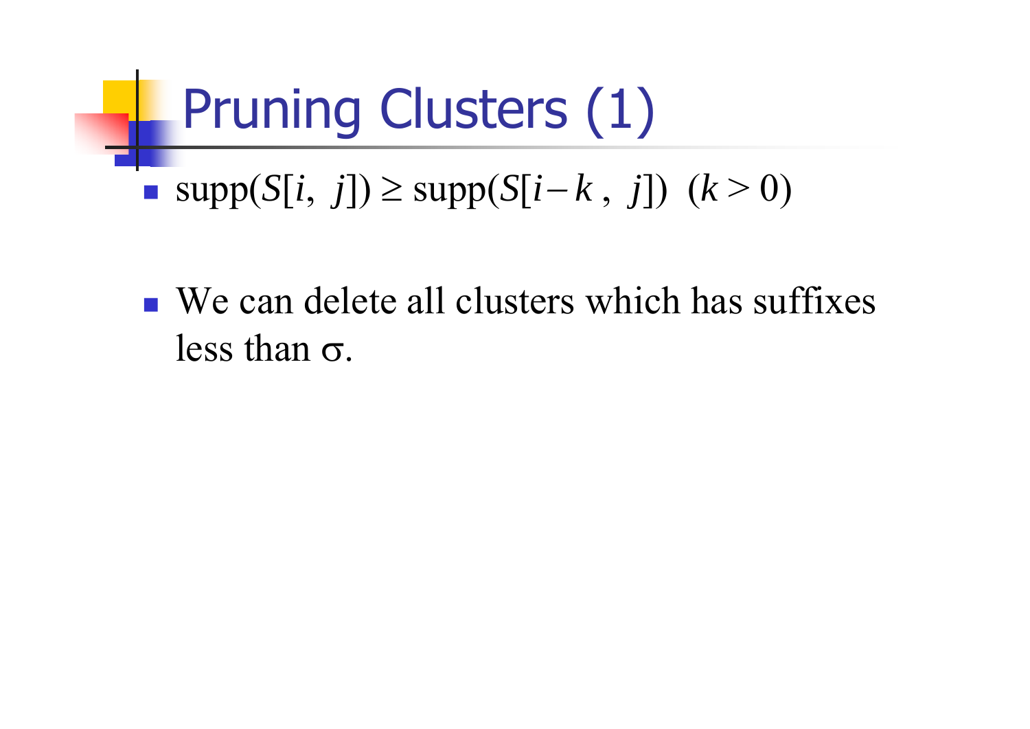# Pruning Clusters (1)

- $\text{supp}(S[i,\ j]) \geq \text{supp}(S[i-k\ ,\ j])\ \ (k > 0)$

- We can delete all clusters which has suffixes less than $\sigma$.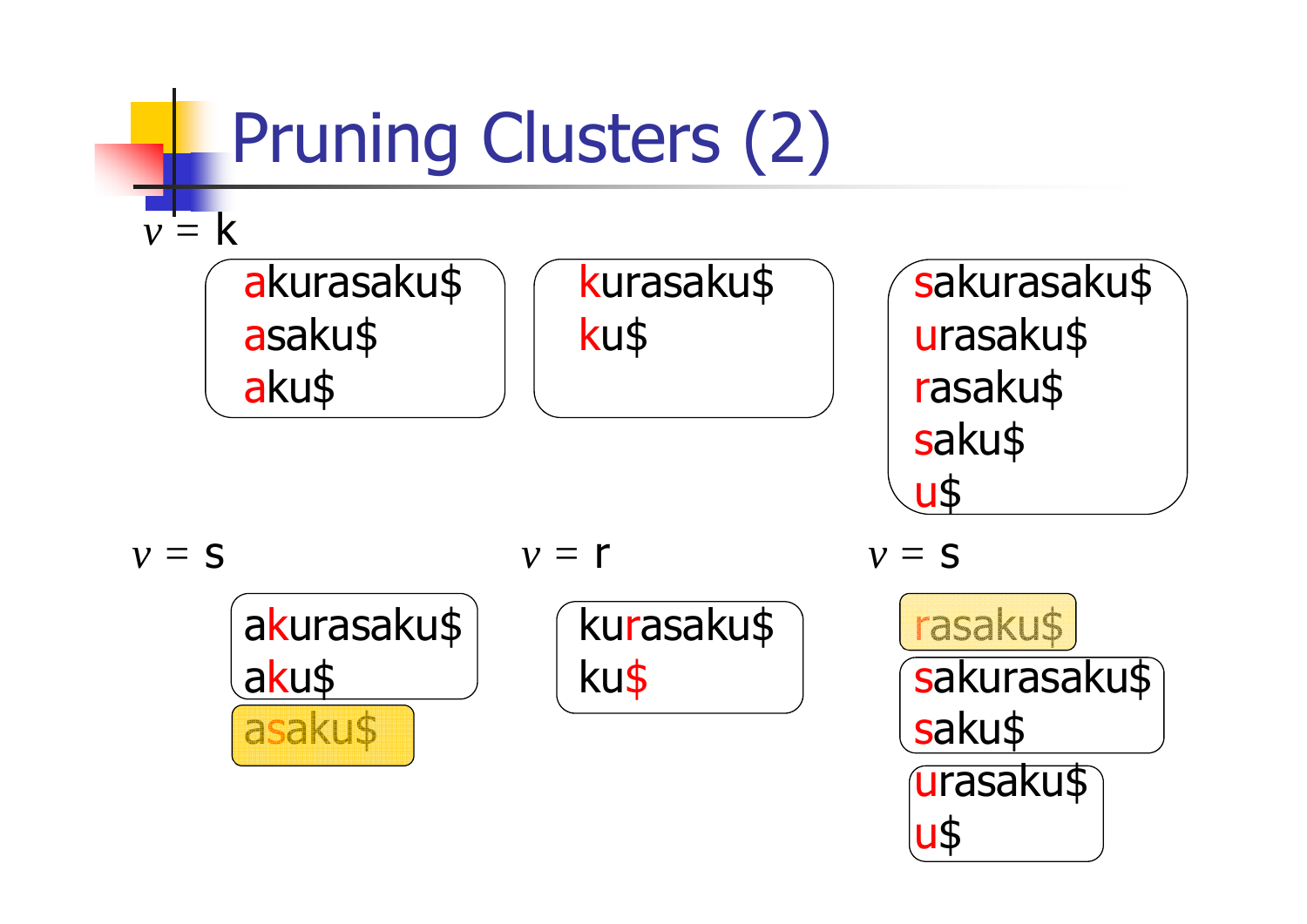# Pruning Clusters (2)

$v$ = k

| akurasaku$ <br> asaku$ <br> aku$ | kurasaku$ <br> ku$ | sakurasaku$ <br> urasaku$ <br> rasaku$ <br> saku$ <br> u$ |
|---|---|---|

$v$ = s

- akurasaku$
- aku$

- asaku$ (pruned)

$v$ = r

- kurasaku$
- ku$

$v$ = s

- rasaku$ (pruned)

- sakurasaku$
- saku$

- urasaku$
- u$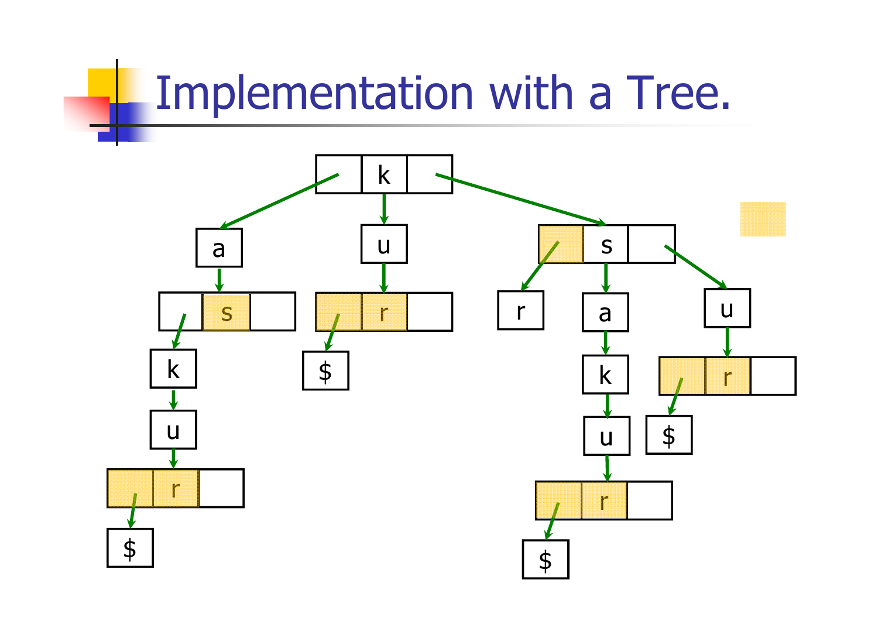# Implementation with a Tree.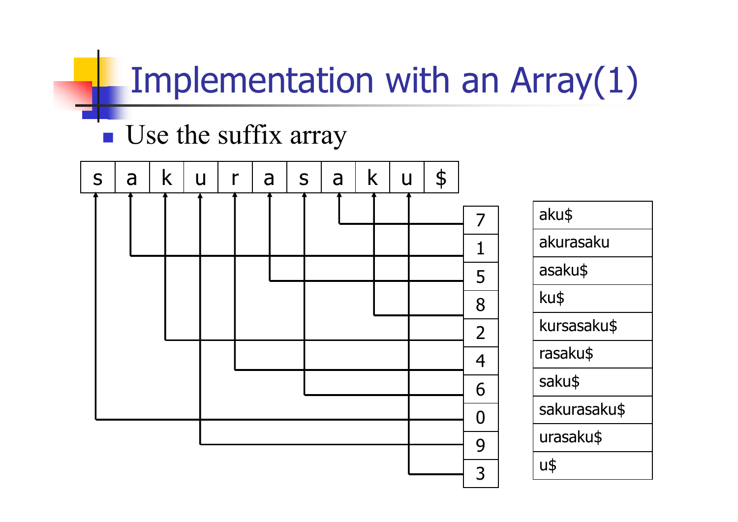# Implementation with an Array(1)

- Use the suffix array

| s | a | k | u | r | a | s | a | k | u | $ |
|---|---|---|---|---|---|---|---|---|---|---|

| Index | Suffix |
|---|---|
| 7 | aku$ |
| 1 | akurasaku |
| 5 | asaku$ |
| 8 | ku$ |
| 2 | kursasaku$ |
| 4 | rasaku$ |
| 6 | saku$ |
| 0 | sakurasaku$ |
| 9 | urasaku$ |
| 3 | u$ |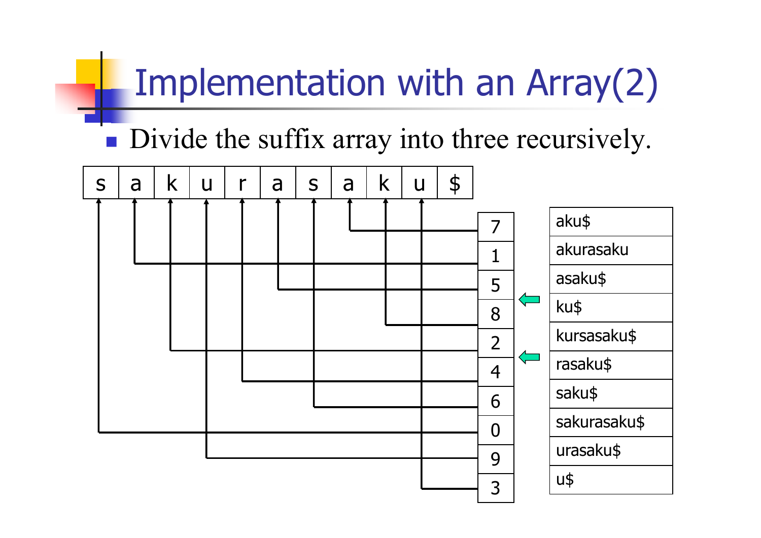# Implementation with an Array(2)

- Divide the suffix array into three recursively.

| s | a | k | u | r | a | s | a | k | u | $ |
|---|---|---|---|---|---|---|---|---|---|---|

| Index | Suffix |
|---|---|
| 7 | aku$ |
| 1 | akurasaku |
| 5 | asaku$ |
| 8 | ku$ |
| 2 | kursasaku$ |
| 4 | rasaku$ |
| 6 | saku$ |
| 0 | sakurasaku$ |
| 9 | urasaku$ |
| 3 | u$ |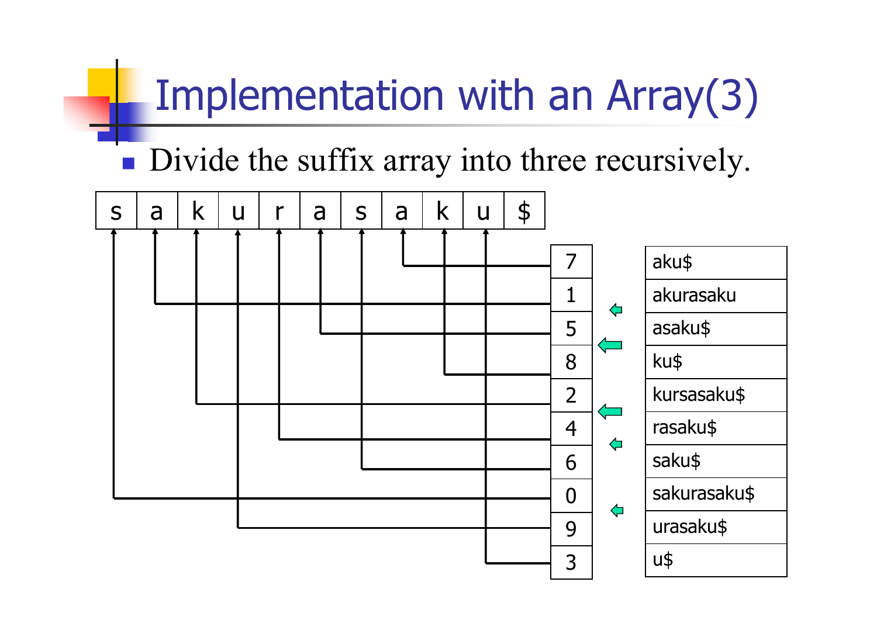# Implementation with an Array(3)

- Divide the suffix array into three recursively.

| s | a | k | u | r | a | s | a | k | u | $ |
|---|---|---|---|---|---|---|---|---|---|---|

| | |
|---|---|
| 7 | aku$ |
| 1 | akurasaku |
| 5 | asaku$ |
| 8 | ku$ |
| 2 | kursasaku$ |
| 4 | rasaku$ |
| 6 | saku$ |
| 0 | sakurasaku$ |
| 9 | urasaku$ |
| 3 | u$ |